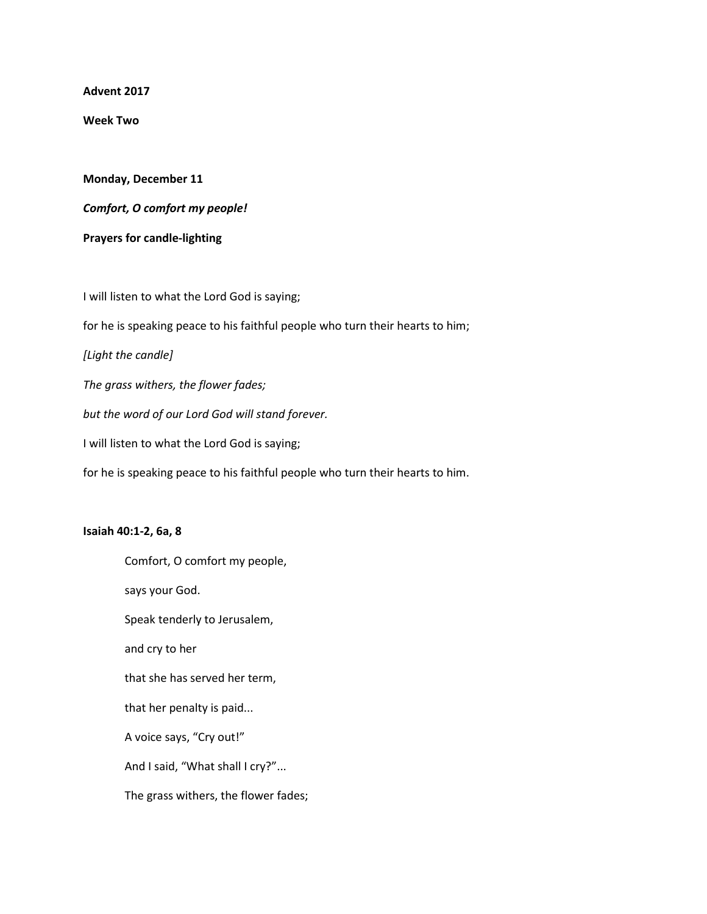**Advent 2017**

**Week Two**

**Monday, December 11**

***Comfort, O comfort my people!***

**Prayers for candle-lighting**

I will listen to what the Lord God is saying;

for he is speaking peace to his faithful people who turn their hearts to him;

*[Light the candle]*

*The grass withers, the flower fades;*

*but the word of our Lord God will stand forever.*

I will listen to what the Lord God is saying;

for he is speaking peace to his faithful people who turn their hearts to him.

**Isaiah 40:1-2, 6a, 8**

> Comfort, O comfort my people,
>
> says your God.
>
> Speak tenderly to Jerusalem,
>
> and cry to her
>
> that she has served her term,
>
> that her penalty is paid...
>
> A voice says, "Cry out!"
>
> And I said, "What shall I cry?"...
>
> The grass withers, the flower fades;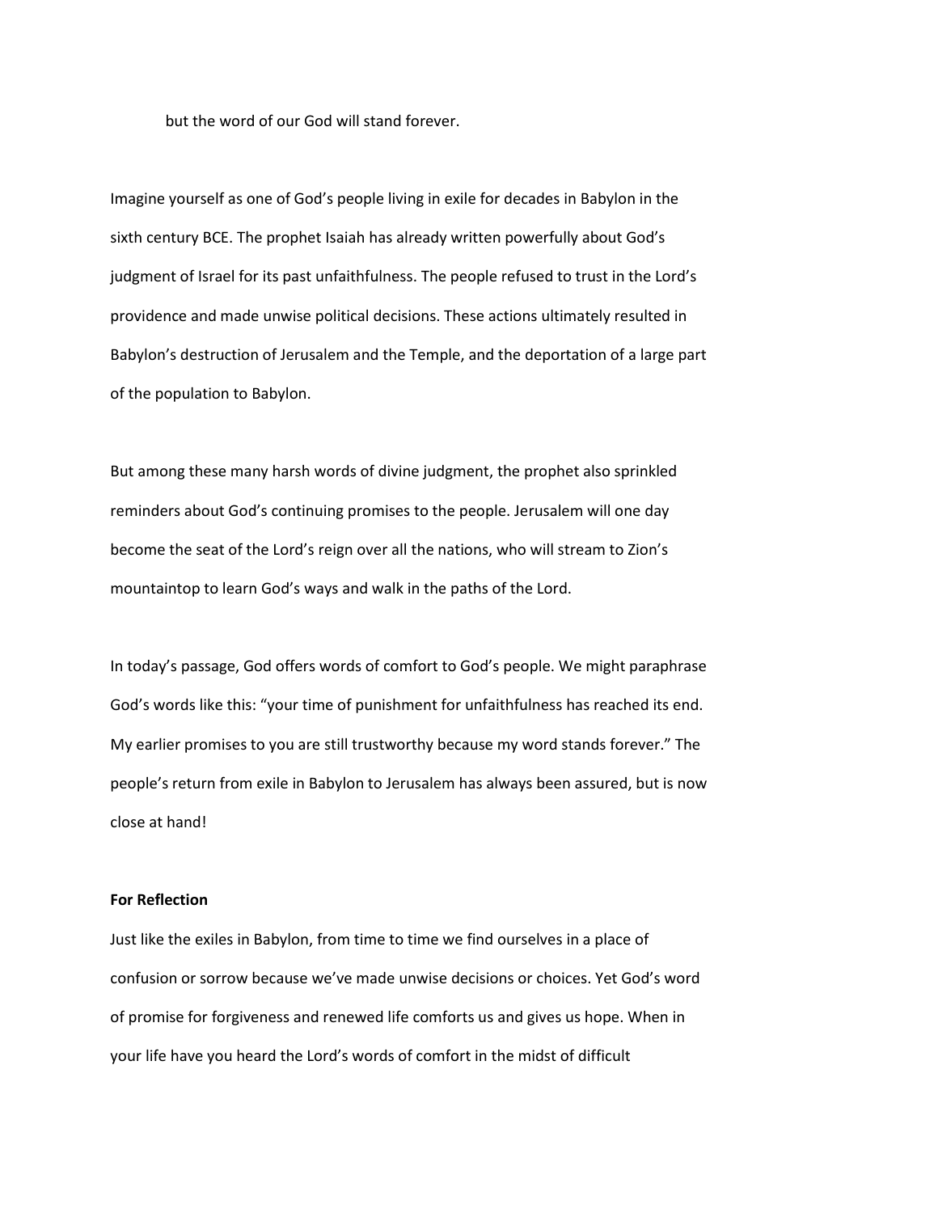but the word of our God will stand forever.

Imagine yourself as one of God's people living in exile for decades in Babylon in the sixth century BCE. The prophet Isaiah has already written powerfully about God's judgment of Israel for its past unfaithfulness. The people refused to trust in the Lord's providence and made unwise political decisions. These actions ultimately resulted in Babylon's destruction of Jerusalem and the Temple, and the deportation of a large part of the population to Babylon.

But among these many harsh words of divine judgment, the prophet also sprinkled reminders about God's continuing promises to the people. Jerusalem will one day become the seat of the Lord's reign over all the nations, who will stream to Zion's mountaintop to learn God's ways and walk in the paths of the Lord.

In today's passage, God offers words of comfort to God's people. We might paraphrase God's words like this: "your time of punishment for unfaithfulness has reached its end. My earlier promises to you are still trustworthy because my word stands forever." The people's return from exile in Babylon to Jerusalem has always been assured, but is now close at hand!

**For Reflection**

Just like the exiles in Babylon, from time to time we find ourselves in a place of confusion or sorrow because we've made unwise decisions or choices. Yet God's word of promise for forgiveness and renewed life comforts us and gives us hope. When in your life have you heard the Lord's words of comfort in the midst of difficult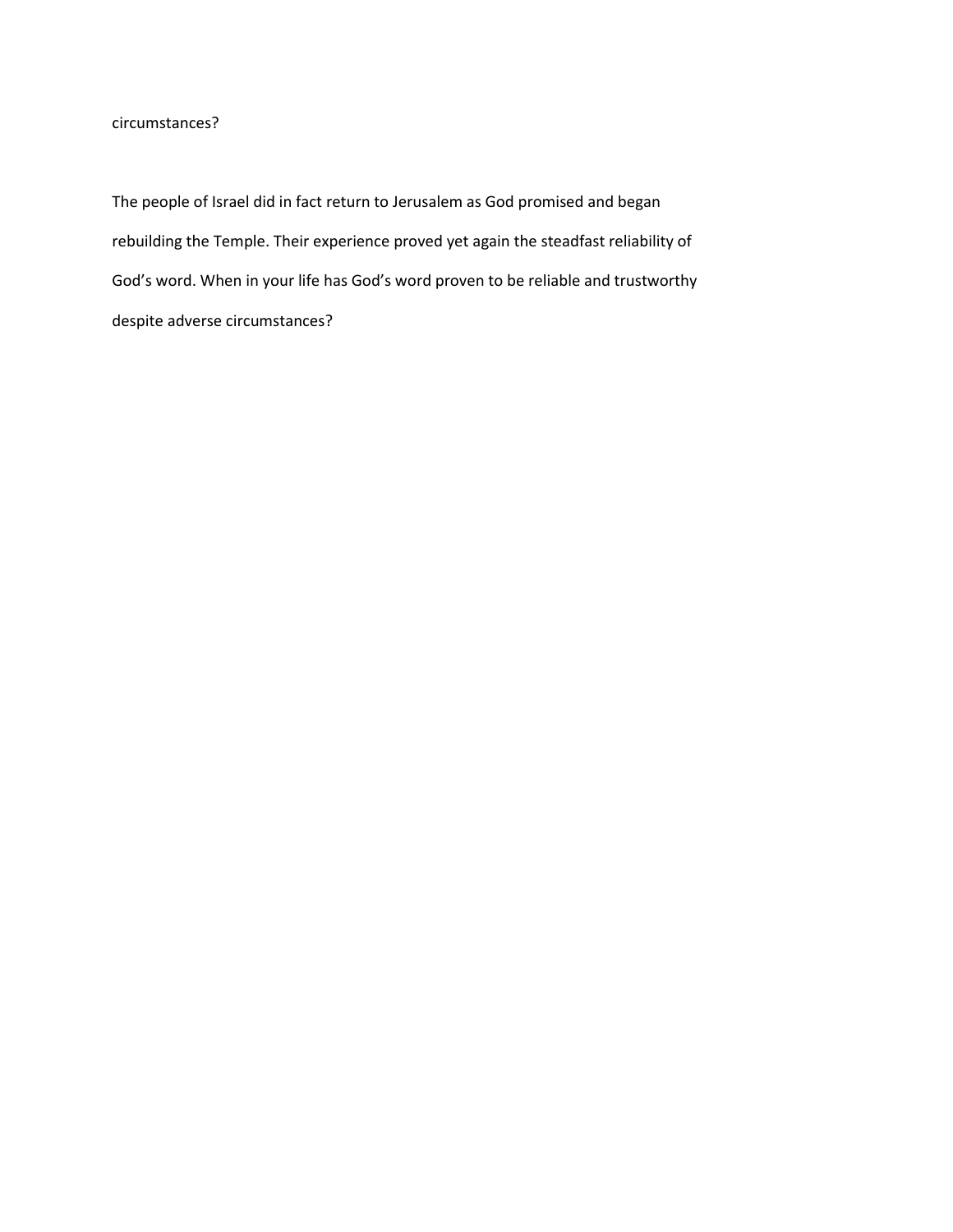circumstances?

The people of Israel did in fact return to Jerusalem as God promised and began rebuilding the Temple. Their experience proved yet again the steadfast reliability of God's word. When in your life has God's word proven to be reliable and trustworthy despite adverse circumstances?